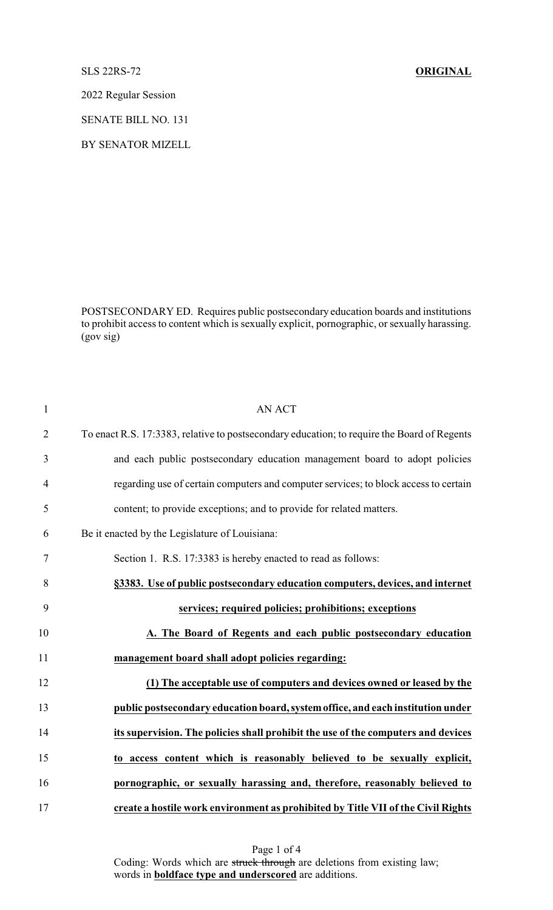SLS 22RS-72 **ORIGINAL**

2022 Regular Session

SENATE BILL NO. 131

BY SENATOR MIZELL

POSTSECONDARY ED. Requires public postsecondary education boards and institutions to prohibit access to content which is sexually explicit, pornographic, or sexually harassing. (gov sig)

AN ACT

To enact R.S. 17:3383, relative to postsecondary education; to require the Board of Regents and each public postsecondary education management board to adopt policies regarding use of certain computers and computer services; to block access to certain content; to provide exceptions; and to provide for related matters.

Be it enacted by the Legislature of Louisiana:

Section 1. R.S. 17:3383 is hereby enacted to read as follows:

**§3383. Use of public postsecondary education computers, devices, and internet services; required policies; prohibitions; exceptions**

**A. The Board of Regents and each public postsecondary education management board shall adopt policies regarding:**

**(1) The acceptable use of computers and devices owned or leased by the public postsecondary education board, system office, and each institution under its supervision. The policies shall prohibit the use of the computers and devices to access content which is reasonably believed to be sexually explicit, pornographic, or sexually harassing and, therefore, reasonably believed to create a hostile work environment as prohibited by Title VII of the Civil Rights**

Coding: Words which are ~~struck through~~ are deletions from existing law; words in **boldface type and underscored** are additions.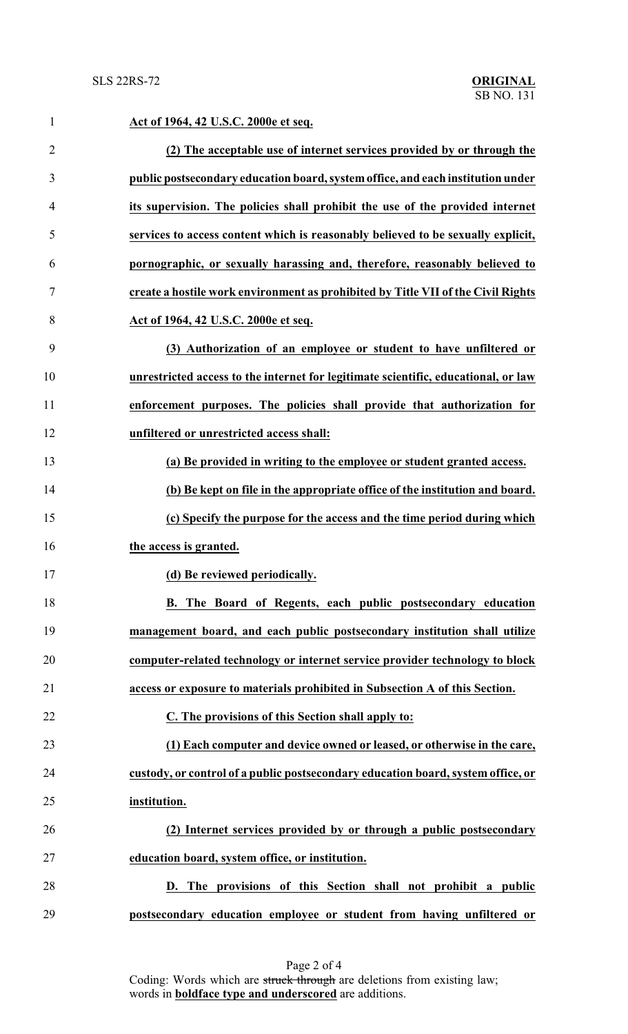**Act of 1964, 42 U.S.C. 2000e et seq.**

**(2) The acceptable use of internet services provided by or through the public postsecondary education board, system office, and each institution under its supervision. The policies shall prohibit the use of the provided internet services to access content which is reasonably believed to be sexually explicit, pornographic, or sexually harassing and, therefore, reasonably believed to create a hostile work environment as prohibited by Title VII of the Civil Rights Act of 1964, 42 U.S.C. 2000e et seq.**

**(3) Authorization of an employee or student to have unfiltered or unrestricted access to the internet for legitimate scientific, educational, or law enforcement purposes. The policies shall provide that authorization for unfiltered or unrestricted access shall:**

**(a) Be provided in writing to the employee or student granted access.**

**(b) Be kept on file in the appropriate office of the institution and board.**

**(c) Specify the purpose for the access and the time period during which the access is granted.**

**(d) Be reviewed periodically.**

**B. The Board of Regents, each public postsecondary education management board, and each public postsecondary institution shall utilize computer-related technology or internet service provider technology to block access or exposure to materials prohibited in Subsection A of this Section.**

**C. The provisions of this Section shall apply to:**

**(1) Each computer and device owned or leased, or otherwise in the care, custody, or control of a public postsecondary education board, system office, or institution.**

**(2) Internet services provided by or through a public postsecondary education board, system office, or institution.**

**D. The provisions of this Section shall not prohibit a public postsecondary education employee or student from having unfiltered or**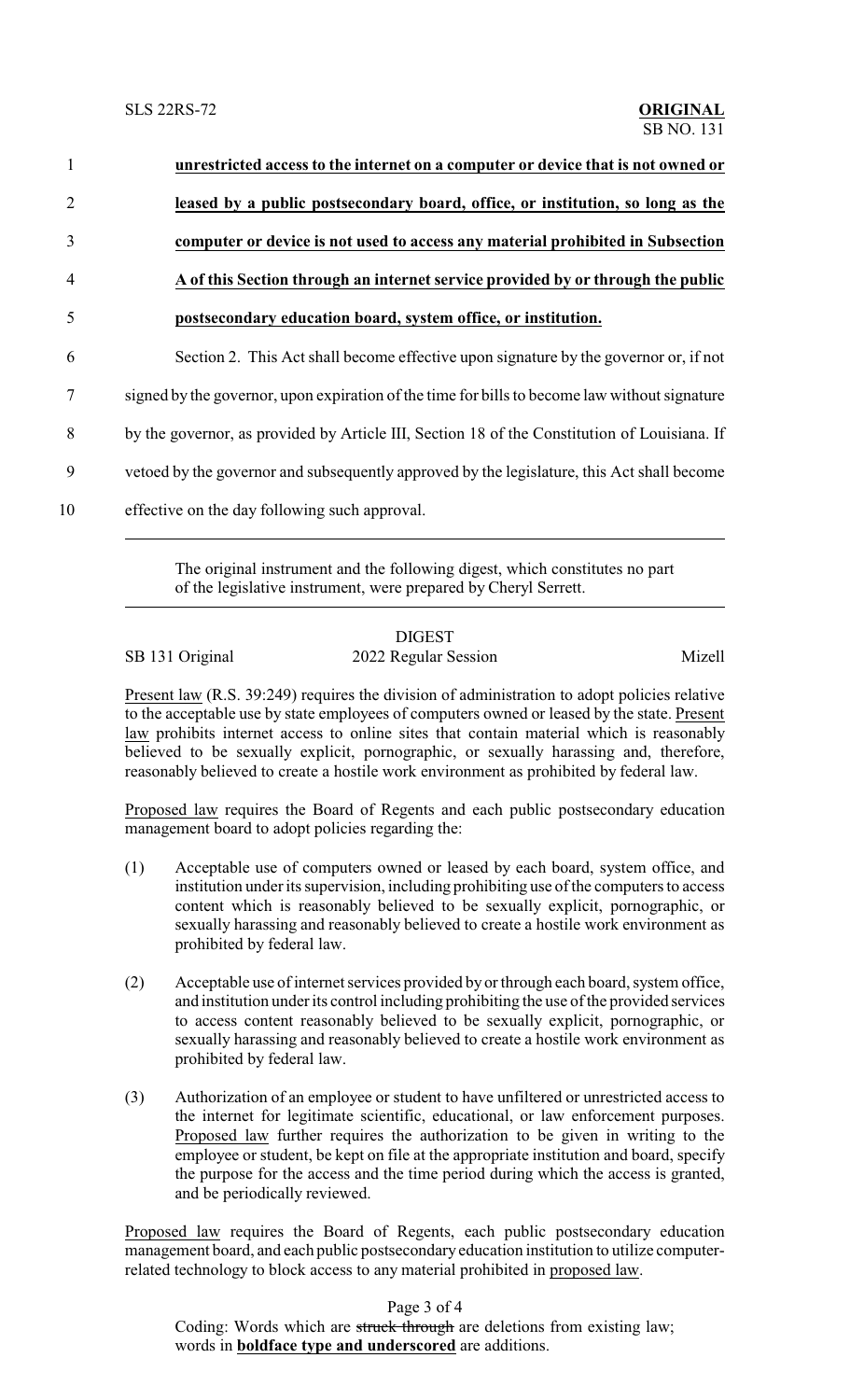**unrestricted access to the internet on a computer or device that is not owned or leased by a public postsecondary board, office, or institution, so long as the computer or device is not used to access any material prohibited in Subsection A of this Section through an internet service provided by or through the public postsecondary education board, system office, or institution.**

Section 2. This Act shall become effective upon signature by the governor or, if not signed by the governor, upon expiration of the time for bills to become law without signature by the governor, as provided by Article III, Section 18 of the Constitution of Louisiana. If vetoed by the governor and subsequently approved by the legislature, this Act shall become effective on the day following such approval.

---

The original instrument and the following digest, which constitutes no part of the legislative instrument, were prepared by Cheryl Serrett.

---

DIGEST

SB 131 Original — 2022 Regular Session — Mizell

Present law (R.S. 39:249) requires the division of administration to adopt policies relative to the acceptable use by state employees of computers owned or leased by the state. Present law prohibits internet access to online sites that contain material which is reasonably believed to be sexually explicit, pornographic, or sexually harassing and, therefore, reasonably believed to create a hostile work environment as prohibited by federal law.

Proposed law requires the Board of Regents and each public postsecondary education management board to adopt policies regarding the:

(1) Acceptable use of computers owned or leased by each board, system office, and institution under its supervision, including prohibiting use of the computers to access content which is reasonably believed to be sexually explicit, pornographic, or sexually harassing and reasonably believed to create a hostile work environment as prohibited by federal law.

(2) Acceptable use of internet services provided by or through each board, system office, and institution under its control including prohibiting the use of the provided services to access content reasonably believed to be sexually explicit, pornographic, or sexually harassing and reasonably believed to create a hostile work environment as prohibited by federal law.

(3) Authorization of an employee or student to have unfiltered or unrestricted access to the internet for legitimate scientific, educational, or law enforcement purposes. Proposed law further requires the authorization to be given in writing to the employee or student, be kept on file at the appropriate institution and board, specify the purpose for the access and the time period during which the access is granted, and be periodically reviewed.

Proposed law requires the Board of Regents, each public postsecondary education management board, and each public postsecondary education institution to utilize computer-related technology to block access to any material prohibited in proposed law.

Coding: Words which are ~~struck through~~ are deletions from existing law; words in **boldface type and underscored** are additions.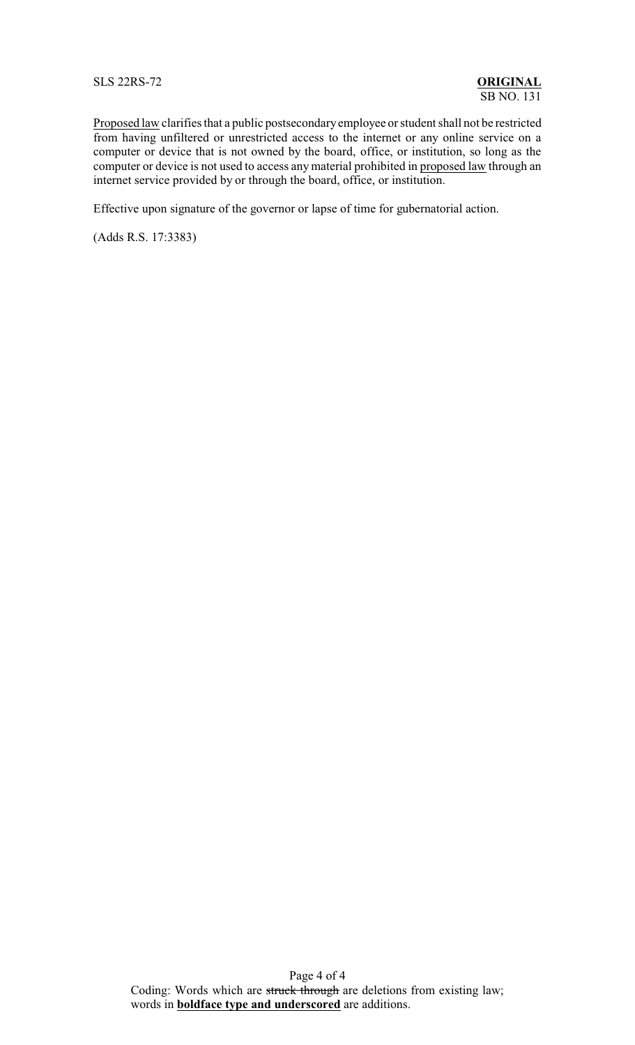Proposed law clarifies that a public postsecondary employee or student shall not be restricted from having unfiltered or unrestricted access to the internet or any online service on a computer or device that is not owned by the board, office, or institution, so long as the computer or device is not used to access any material prohibited in proposed law through an internet service provided by or through the board, office, or institution.

Effective upon signature of the governor or lapse of time for gubernatorial action.

(Adds R.S. 17:3383)